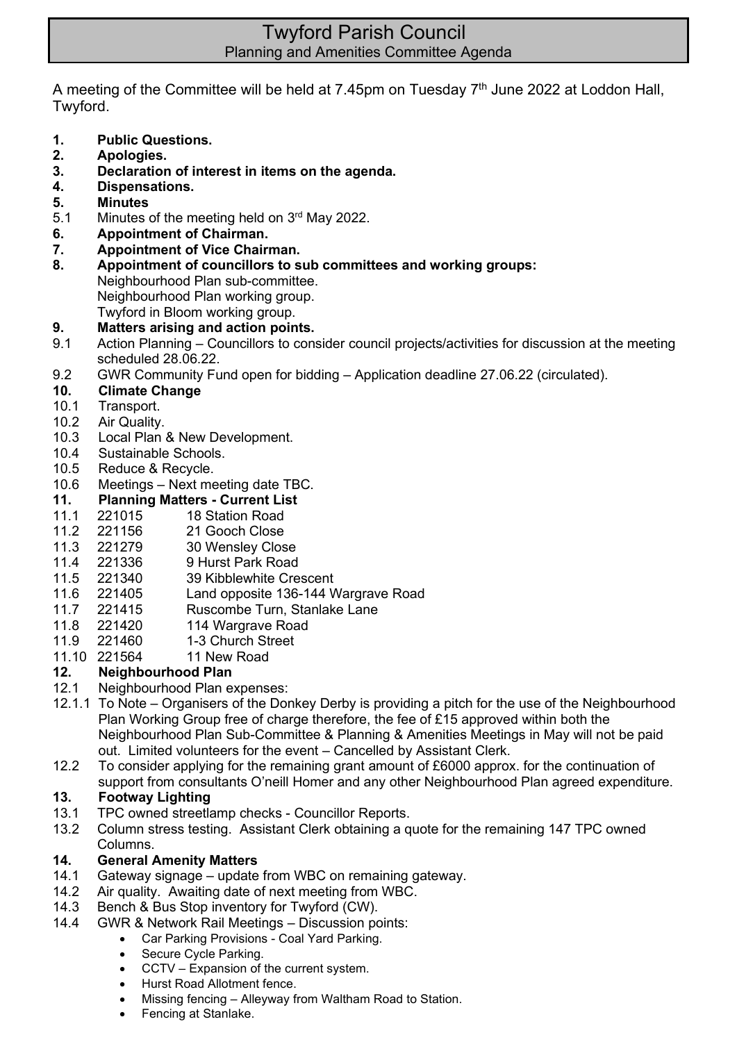# Twyford Parish Council

## Planning and Amenities Committee Agenda

A meeting of the Committee will be held at 7.45pm on Tuesday 7th June 2022 at Loddon Hall, Twyford.

**1. Public Questions.**

**2. Apologies.**

**3. Declaration of interest in items on the agenda.**

**4. Dispensations.**

**5. Minutes**

5.1 Minutes of the meeting held on 3rd May 2022.

**6. Appointment of Chairman.**

**7. Appointment of Vice Chairman.**

**8. Appointment of councillors to sub committees and working groups:**

Neighbourhood Plan sub-committee.
Neighbourhood Plan working group.
Twyford in Bloom working group.

**9. Matters arising and action points.**

9.1 Action Planning – Councillors to consider council projects/activities for discussion at the meeting scheduled 28.06.22.

9.2 GWR Community Fund open for bidding – Application deadline 27.06.22 (circulated).

**10. Climate Change**

10.1 Transport.
10.2 Air Quality.
10.3 Local Plan & New Development.
10.4 Sustainable Schools.
10.5 Reduce & Recycle.
10.6 Meetings – Next meeting date TBC.

**11. Planning Matters - Current List**

11.1 221015 18 Station Road
11.2 221156 21 Gooch Close
11.3 221279 30 Wensley Close
11.4 221336 9 Hurst Park Road
11.5 221340 39 Kibblewhite Crescent
11.6 221405 Land opposite 136-144 Wargrave Road
11.7 221415 Ruscombe Turn, Stanlake Lane
11.8 221420 114 Wargrave Road
11.9 221460 1-3 Church Street
11.10 221564 11 New Road

**12. Neighbourhood Plan**

12.1 Neighbourhood Plan expenses:

12.1.1 To Note – Organisers of the Donkey Derby is providing a pitch for the use of the Neighbourhood Plan Working Group free of charge therefore, the fee of £15 approved within both the Neighbourhood Plan Sub-Committee & Planning & Amenities Meetings in May will not be paid out. Limited volunteers for the event – Cancelled by Assistant Clerk.

12.2 To consider applying for the remaining grant amount of £6000 approx. for the continuation of support from consultants O'neill Homer and any other Neighbourhood Plan agreed expenditure.

**13. Footway Lighting**

13.1 TPC owned streetlamp checks - Councillor Reports.

13.2 Column stress testing. Assistant Clerk obtaining a quote for the remaining 147 TPC owned Columns.

**14. General Amenity Matters**

14.1 Gateway signage – update from WBC on remaining gateway.

14.2 Air quality. Awaiting date of next meeting from WBC.

14.3 Bench & Bus Stop inventory for Twyford (CW).

14.4 GWR & Network Rail Meetings – Discussion points:

- Car Parking Provisions - Coal Yard Parking.
- Secure Cycle Parking.
- CCTV – Expansion of the current system.
- Hurst Road Allotment fence.
- Missing fencing – Alleyway from Waltham Road to Station.
- Fencing at Stanlake.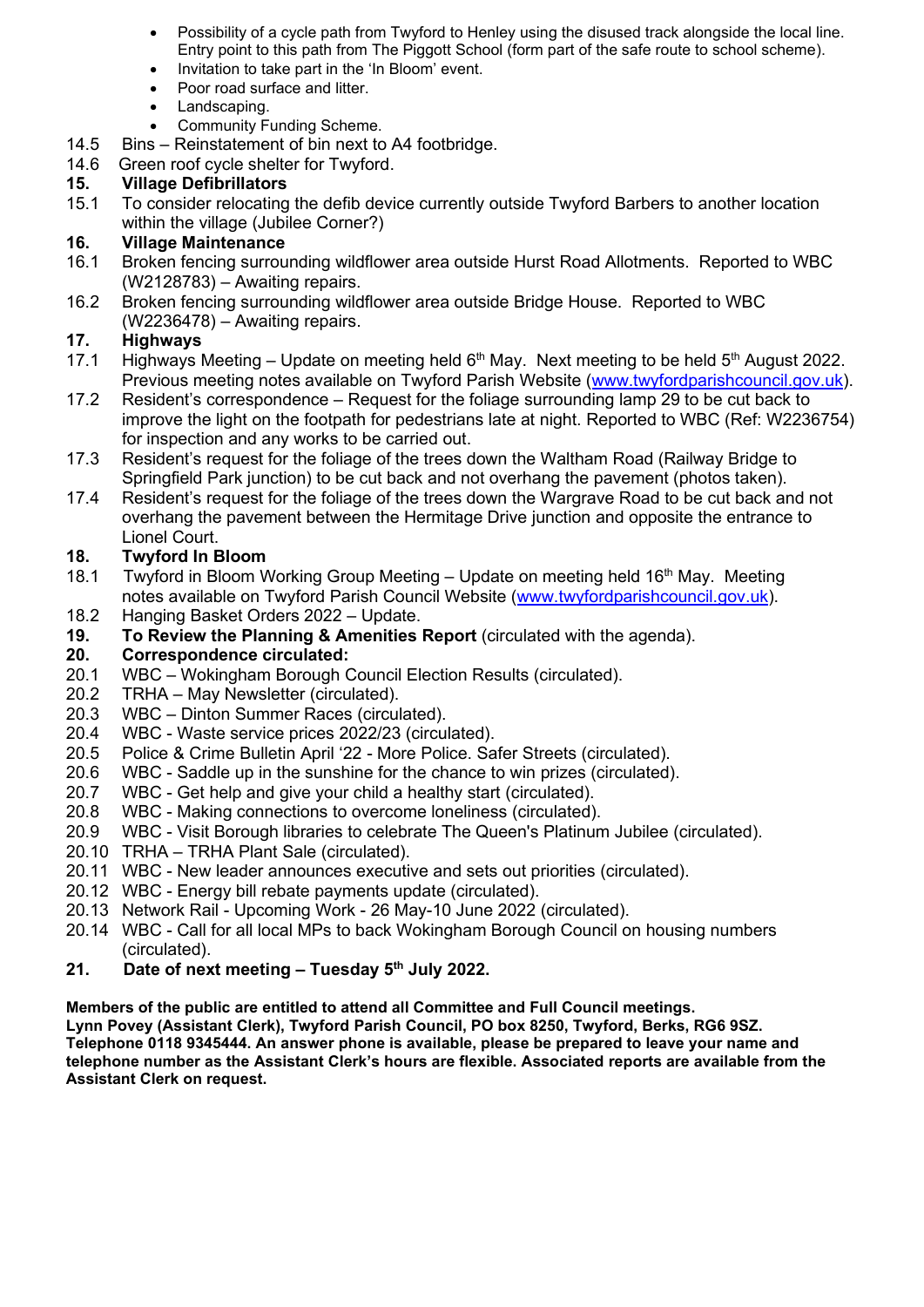- Possibility of a cycle path from Twyford to Henley using the disused track alongside the local line. Entry point to this path from The Piggott School (form part of the safe route to school scheme).
- Invitation to take part in the 'In Bloom' event.
- Poor road surface and litter.
- Landscaping.
- Community Funding Scheme.

14.5 Bins – Reinstatement of bin next to A4 footbridge.

14.6 Green roof cycle shelter for Twyford.

**15. Village Defibrillators**

15.1 To consider relocating the defib device currently outside Twyford Barbers to another location within the village (Jubilee Corner?)

**16. Village Maintenance**

16.1 Broken fencing surrounding wildflower area outside Hurst Road Allotments. Reported to WBC (W2128783) – Awaiting repairs.

16.2 Broken fencing surrounding wildflower area outside Bridge House. Reported to WBC (W2236478) – Awaiting repairs.

**17. Highways**

17.1 Highways Meeting – Update on meeting held 6th May. Next meeting to be held 5th August 2022. Previous meeting notes available on Twyford Parish Website (www.twyfordparishcouncil.gov.uk).

17.2 Resident's correspondence – Request for the foliage surrounding lamp 29 to be cut back to improve the light on the footpath for pedestrians late at night. Reported to WBC (Ref: W2236754) for inspection and any works to be carried out.

17.3 Resident's request for the foliage of the trees down the Waltham Road (Railway Bridge to Springfield Park junction) to be cut back and not overhang the pavement (photos taken).

17.4 Resident's request for the foliage of the trees down the Wargrave Road to be cut back and not overhang the pavement between the Hermitage Drive junction and opposite the entrance to Lionel Court.

**18. Twyford In Bloom**

18.1 Twyford in Bloom Working Group Meeting – Update on meeting held 16th May. Meeting notes available on Twyford Parish Council Website (www.twyfordparishcouncil.gov.uk).

18.2 Hanging Basket Orders 2022 – Update.

**19. To Review the Planning & Amenities Report** (circulated with the agenda).

**20. Correspondence circulated:**

20.1 WBC – Wokingham Borough Council Election Results (circulated).

20.2 TRHA – May Newsletter (circulated).

20.3 WBC – Dinton Summer Races (circulated).

20.4 WBC - Waste service prices 2022/23 (circulated).

20.5 Police & Crime Bulletin April '22 - More Police. Safer Streets (circulated).

20.6 WBC - Saddle up in the sunshine for the chance to win prizes (circulated).

20.7 WBC - Get help and give your child a healthy start (circulated).

20.8 WBC - Making connections to overcome loneliness (circulated).

20.9 WBC - Visit Borough libraries to celebrate The Queen's Platinum Jubilee (circulated).

20.10 TRHA – TRHA Plant Sale (circulated).

20.11 WBC - New leader announces executive and sets out priorities (circulated).

20.12 WBC - Energy bill rebate payments update (circulated).

20.13 Network Rail - Upcoming Work - 26 May-10 June 2022 (circulated).

20.14 WBC - Call for all local MPs to back Wokingham Borough Council on housing numbers (circulated).

**21. Date of next meeting – Tuesday 5th July 2022.**

**Members of the public are entitled to attend all Committee and Full Council meetings. Lynn Povey (Assistant Clerk), Twyford Parish Council, PO box 8250, Twyford, Berks, RG6 9SZ. Telephone 0118 9345444. An answer phone is available, please be prepared to leave your name and telephone number as the Assistant Clerk's hours are flexible. Associated reports are available from the Assistant Clerk on request.**